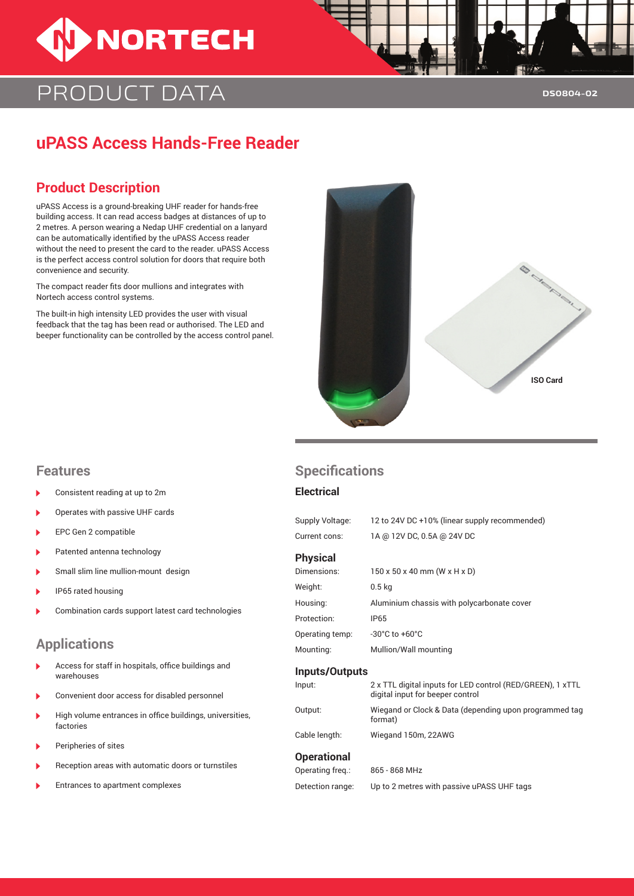# uPASS Access Hands-Free Reader

PRODUCT DATA

DS0804-02

## Product Description

uPASS Access is a ground-breaking UHF reader for hands-free building access. It can read access badges at distances of up to 2 metres. A person wearing a Nedap UHF credential on a lanyard can be automatically identified by the uPASS Access reader without the need to present the card to the reader. uPASS Access is the perfect access control solution for doors that require both convenience and security.

The compact reader fits door mullions and integrates with Nortech access control systems.

The built-in high intensity LED provides the user with visual feedback that the tag has been read or authorised. The LED and beeper functionality can be controlled by the access control panel.

ISO Card

## Features

- Consistent reading at up to 2m
- Operates with passive UHF cards
- EPC Gen 2 compatible
- Patented antenna technology
- Small slim line mullion-mount design
- IP65 rated housing
- Combination cards support latest card technologies

## Applications

- Access for staff in hospitals, office buildings and warehouses
- Convenient door access for disabled personnel
- High volume entrances in office buildings, universities, factories
- Peripheries of sites
- Reception areas with automatic doors or turnstiles
- Entrances to apartment complexes

## Specifications

### Electrical

| | |
|---|---|
| Supply Voltage: | 12 to 24V DC +10% (linear supply recommended) |
| Current cons: | 1A @ 12V DC, 0.5A @ 24V DC |

### Physical

| | |
|---|---|
| Dimensions: | 150 x 50 x 40 mm (W x H x D) |
| Weight: | 0.5 kg |
| Housing: | Aluminium chassis with polycarbonate cover |
| Protection: | IP65 |
| Operating temp: | -30°C to +60°C |
| Mounting: | Mullion/Wall mounting |

### Inputs/Outputs

| | |
|---|---|
| Input: | 2 x TTL digital inputs for LED control (RED/GREEN), 1 xTTL digital input for beeper control |
| Output: | Wiegand or Clock & Data (depending upon programmed tag format) |
| Cable length: | Wiegand 150m, 22AWG |

### Operational

| | |
|---|---|
| Operating freq.: | 865 - 868 MHz |
| Detection range: | Up to 2 metres with passive uPASS UHF tags |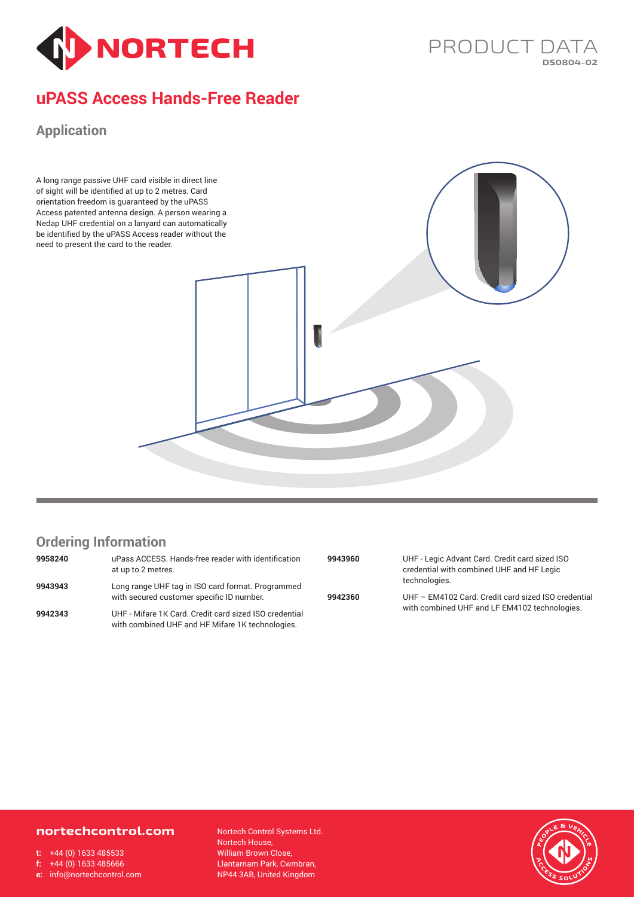PRODUCT DATA
DS0804-02

# uPASS Access Hands-Free Reader

## Application

A long range passive UHF card visible in direct line of sight will be identified at up to 2 metres. Card orientation freedom is guaranteed by the uPASS Access patented antenna design. A person wearing a Nedap UHF credential on a lanyard can automatically be identified by the uPASS Access reader without the need to present the card to the reader.

## Ordering Information

| | |
|---|---|
| **9958240** | uPass ACCESS. Hands-free reader with identification at up to 2 metres. |
| **9943943** | Long range UHF tag in ISO card format. Programmed with secured customer specific ID number. |
| **9942343** | UHF - Mifare 1K Card. Credit card sized ISO credential with combined UHF and HF Mifare 1K technologies. |
| **9943960** | UHF - Legic Advant Card. Credit card sized ISO credential with combined UHF and HF Legic technologies. |
| **9942360** | UHF – EM4102 Card. Credit card sized ISO credential with combined UHF and LF EM4102 technologies. |

**nortechcontrol.com**

**t:** +44 (0) 1633 485533
**f:** +44 (0) 1633 485666
**e:** info@nortechcontrol.com

Nortech Control Systems Ltd.
Nortech House,
William Brown Close,
Llantarnam Park, Cwmbran,
NP44 3AB, United Kingdom